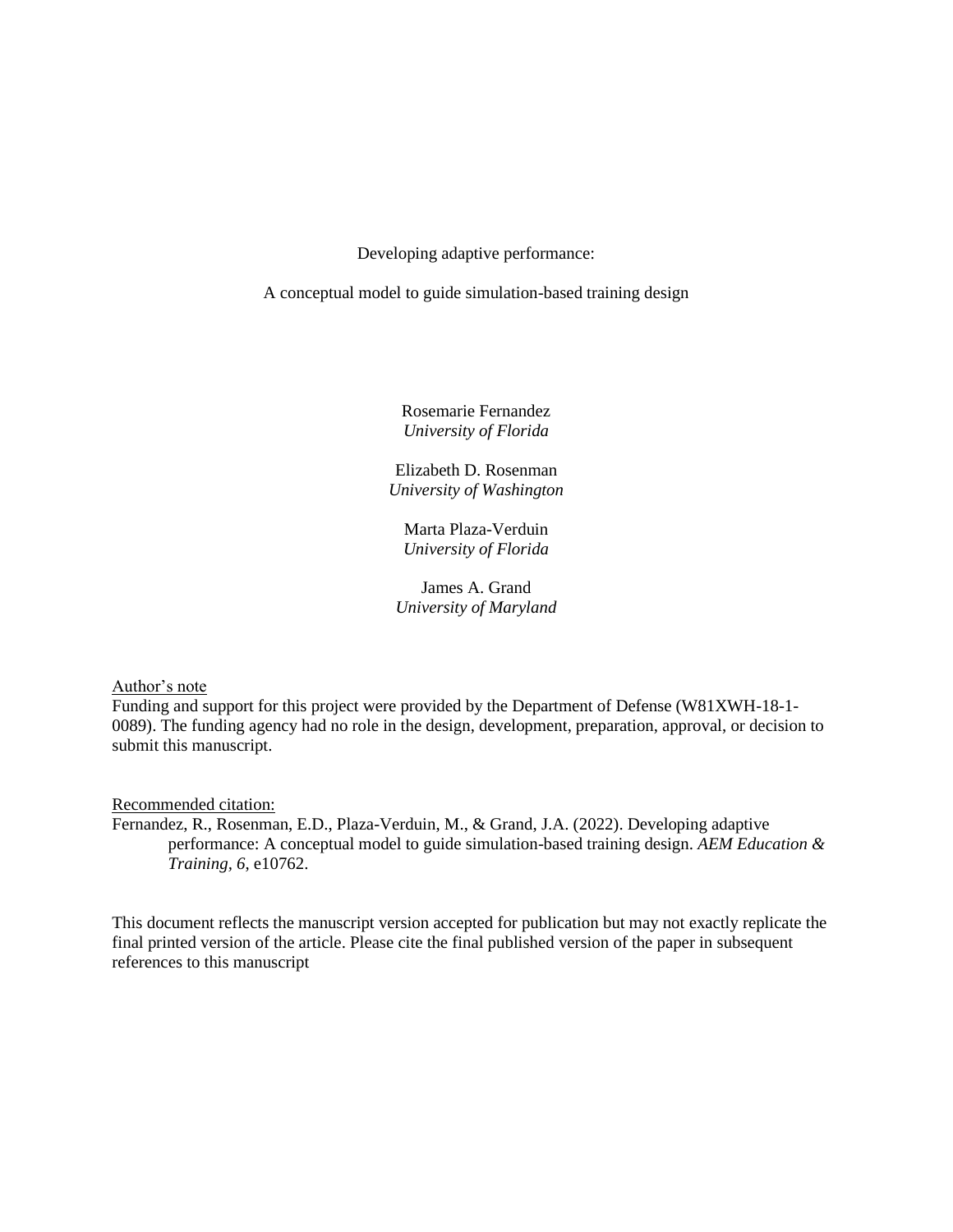# Developing adaptive performance:

# A conceptual model to guide simulation-based training design

Rosemarie Fernandez
*University of Florida*

Elizabeth D. Rosenman
*University of Washington*

Marta Plaza-Verduin
*University of Florida*

James A. Grand
*University of Maryland*

Author's note

Funding and support for this project were provided by the Department of Defense (W81XWH-18-1-0089). The funding agency had no role in the design, development, preparation, approval, or decision to submit this manuscript.

Recommended citation:

Fernandez, R., Rosenman, E.D., Plaza-Verduin, M., & Grand, J.A. (2022). Developing adaptive performance: A conceptual model to guide simulation-based training design. *AEM Education & Training, 6*, e10762.

This document reflects the manuscript version accepted for publication but may not exactly replicate the final printed version of the article. Please cite the final published version of the paper in subsequent references to this manuscript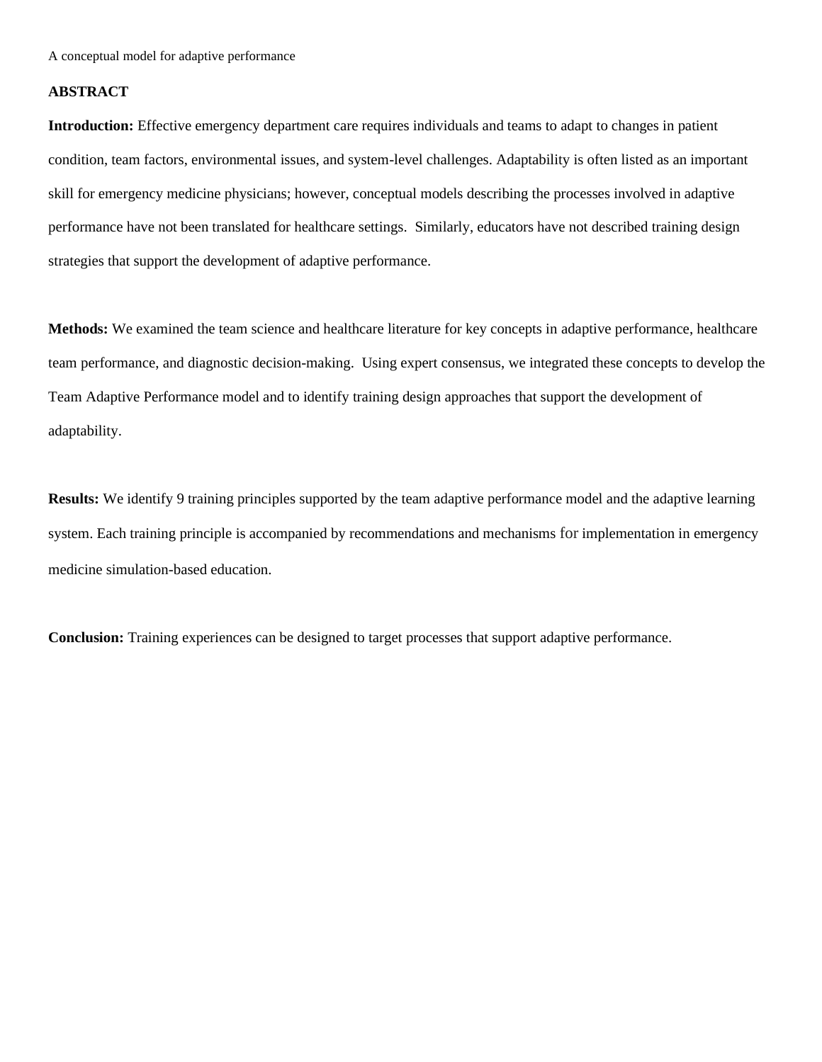## ABSTRACT

**Introduction:** Effective emergency department care requires individuals and teams to adapt to changes in patient condition, team factors, environmental issues, and system-level challenges. Adaptability is often listed as an important skill for emergency medicine physicians; however, conceptual models describing the processes involved in adaptive performance have not been translated for healthcare settings. Similarly, educators have not described training design strategies that support the development of adaptive performance.

**Methods:** We examined the team science and healthcare literature for key concepts in adaptive performance, healthcare team performance, and diagnostic decision-making. Using expert consensus, we integrated these concepts to develop the Team Adaptive Performance model and to identify training design approaches that support the development of adaptability.

**Results:** We identify 9 training principles supported by the team adaptive performance model and the adaptive learning system. Each training principle is accompanied by recommendations and mechanisms for implementation in emergency medicine simulation-based education.

**Conclusion:** Training experiences can be designed to target processes that support adaptive performance.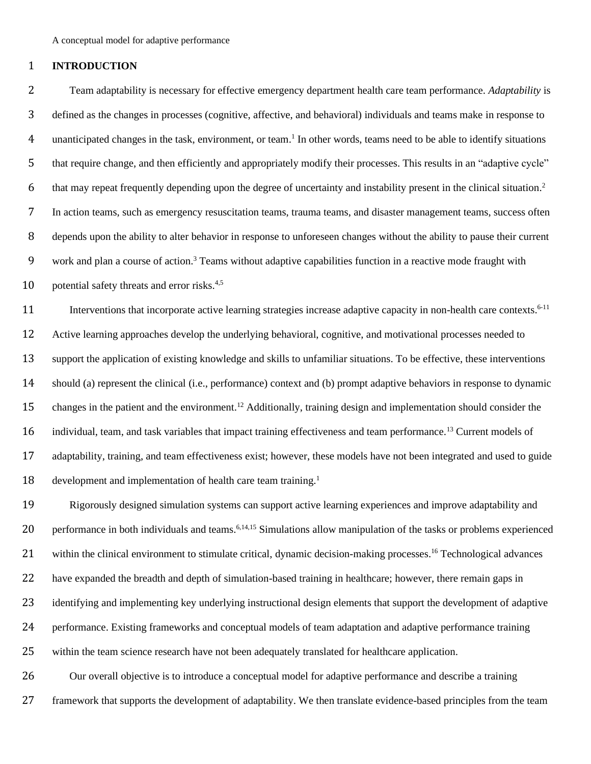## INTRODUCTION

Team adaptability is necessary for effective emergency department health care team performance. *Adaptability* is defined as the changes in processes (cognitive, affective, and behavioral) individuals and teams make in response to unanticipated changes in the task, environment, or team.[1] In other words, teams need to be able to identify situations that require change, and then efficiently and appropriately modify their processes. This results in an "adaptive cycle" that may repeat frequently depending upon the degree of uncertainty and instability present in the clinical situation.[2] In action teams, such as emergency resuscitation teams, trauma teams, and disaster management teams, success often depends upon the ability to alter behavior in response to unforeseen changes without the ability to pause their current work and plan a course of action.[3] Teams without adaptive capabilities function in a reactive mode fraught with potential safety threats and error risks.[4,5]

Interventions that incorporate active learning strategies increase adaptive capacity in non-health care contexts.[6-11] Active learning approaches develop the underlying behavioral, cognitive, and motivational processes needed to support the application of existing knowledge and skills to unfamiliar situations. To be effective, these interventions should (a) represent the clinical (i.e., performance) context and (b) prompt adaptive behaviors in response to dynamic changes in the patient and the environment.[12] Additionally, training design and implementation should consider the individual, team, and task variables that impact training effectiveness and team performance.[13] Current models of adaptability, training, and team effectiveness exist; however, these models have not been integrated and used to guide development and implementation of health care team training.[1]

Rigorously designed simulation systems can support active learning experiences and improve adaptability and performance in both individuals and teams.[6,14,15] Simulations allow manipulation of the tasks or problems experienced within the clinical environment to stimulate critical, dynamic decision-making processes.[16] Technological advances have expanded the breadth and depth of simulation-based training in healthcare; however, there remain gaps in identifying and implementing key underlying instructional design elements that support the development of adaptive performance. Existing frameworks and conceptual models of team adaptation and adaptive performance training within the team science research have not been adequately translated for healthcare application.

Our overall objective is to introduce a conceptual model for adaptive performance and describe a training framework that supports the development of adaptability. We then translate evidence-based principles from the team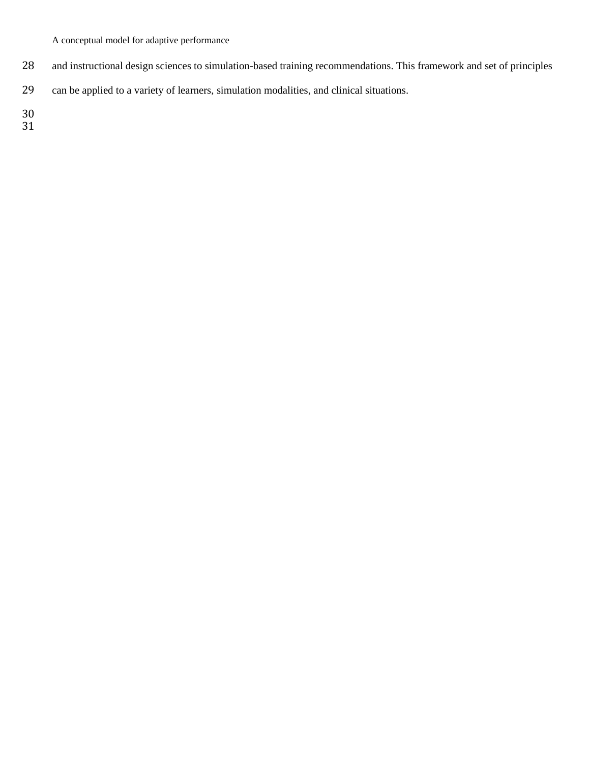and instructional design sciences to simulation-based training recommendations. This framework and set of principles can be applied to a variety of learners, simulation modalities, and clinical situations.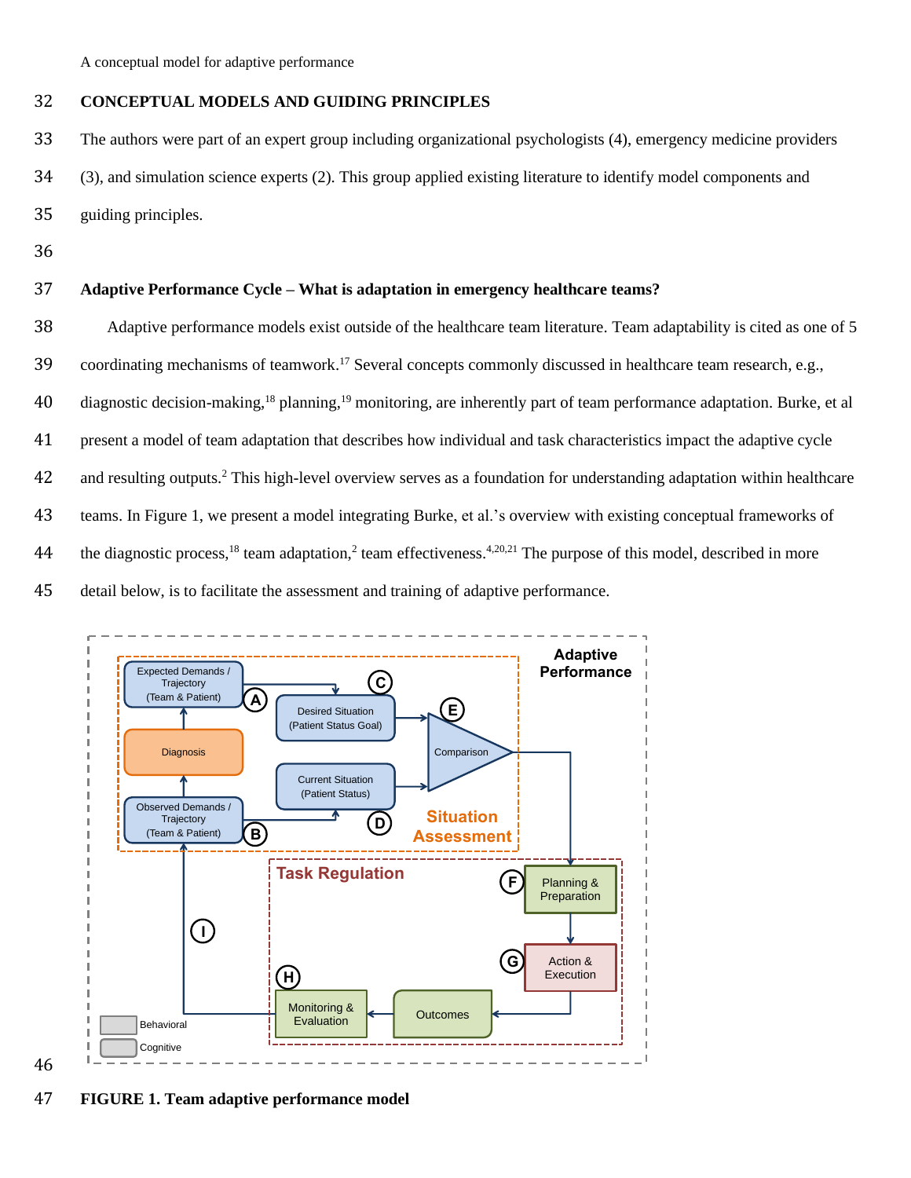## CONCEPTUAL MODELS AND GUIDING PRINCIPLES

The authors were part of an expert group including organizational psychologists (4), emergency medicine providers (3), and simulation science experts (2). This group applied existing literature to identify model components and guiding principles.

### Adaptive Performance Cycle – What is adaptation in emergency healthcare teams?

Adaptive performance models exist outside of the healthcare team literature. Team adaptability is cited as one of 5 coordinating mechanisms of teamwork.[17] Several concepts commonly discussed in healthcare team research, e.g., diagnostic decision-making,[18] planning,[19] monitoring, are inherently part of team performance adaptation. Burke, et al present a model of team adaptation that describes how individual and task characteristics impact the adaptive cycle and resulting outputs.[2] This high-level overview serves as a foundation for understanding adaptation within healthcare teams. In Figure 1, we present a model integrating Burke, et al.'s overview with existing conceptual frameworks of the diagnostic process,[18] team adaptation,[2] team effectiveness.[4,20,21] The purpose of this model, described in more detail below, is to facilitate the assessment and training of adaptive performance.

**FIGURE 1. Team adaptive performance model**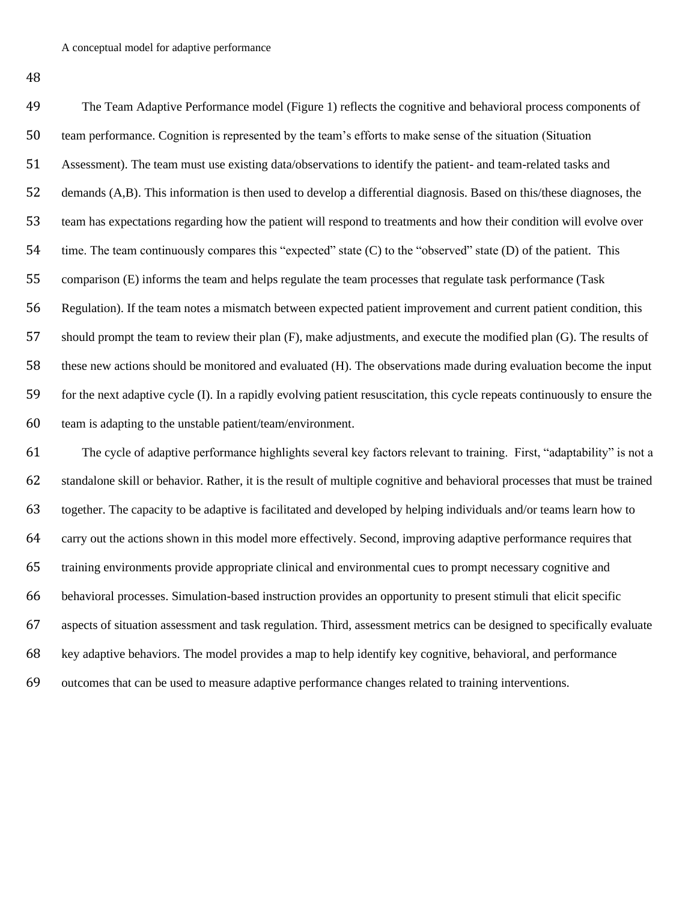The Team Adaptive Performance model (Figure 1) reflects the cognitive and behavioral process components of team performance. Cognition is represented by the team's efforts to make sense of the situation (Situation Assessment). The team must use existing data/observations to identify the patient- and team-related tasks and demands (A,B). This information is then used to develop a differential diagnosis. Based on this/these diagnoses, the team has expectations regarding how the patient will respond to treatments and how their condition will evolve over time. The team continuously compares this "expected" state (C) to the "observed" state (D) of the patient. This comparison (E) informs the team and helps regulate the team processes that regulate task performance (Task Regulation). If the team notes a mismatch between expected patient improvement and current patient condition, this should prompt the team to review their plan (F), make adjustments, and execute the modified plan (G). The results of these new actions should be monitored and evaluated (H). The observations made during evaluation become the input for the next adaptive cycle (I). In a rapidly evolving patient resuscitation, this cycle repeats continuously to ensure the team is adapting to the unstable patient/team/environment.

The cycle of adaptive performance highlights several key factors relevant to training. First, "adaptability" is not a standalone skill or behavior. Rather, it is the result of multiple cognitive and behavioral processes that must be trained together. The capacity to be adaptive is facilitated and developed by helping individuals and/or teams learn how to carry out the actions shown in this model more effectively. Second, improving adaptive performance requires that training environments provide appropriate clinical and environmental cues to prompt necessary cognitive and behavioral processes. Simulation-based instruction provides an opportunity to present stimuli that elicit specific aspects of situation assessment and task regulation. Third, assessment metrics can be designed to specifically evaluate key adaptive behaviors. The model provides a map to help identify key cognitive, behavioral, and performance outcomes that can be used to measure adaptive performance changes related to training interventions.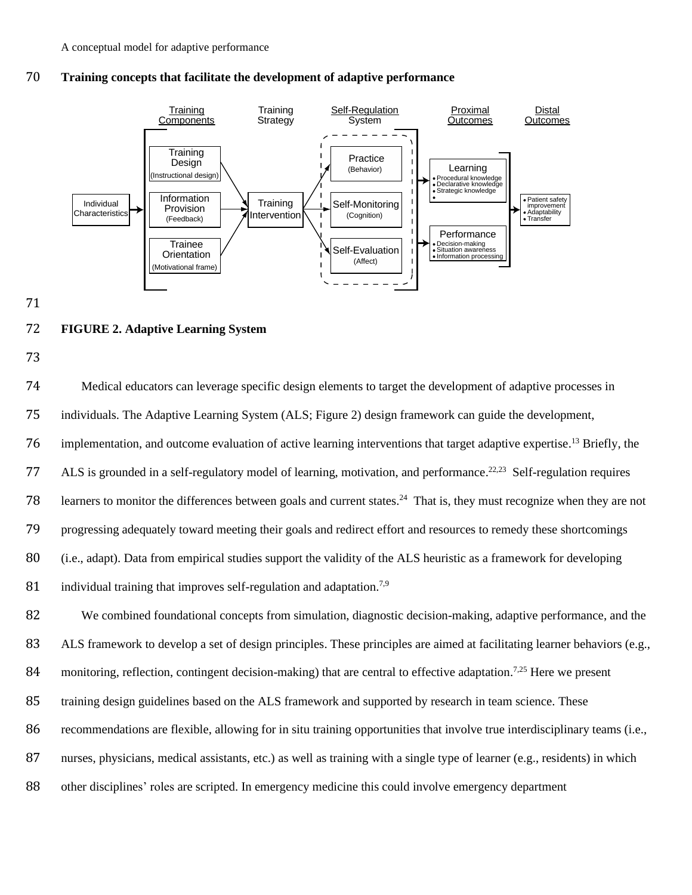## Training concepts that facilitate the development of adaptive performance

**FIGURE 2. Adaptive Learning System**

Medical educators can leverage specific design elements to target the development of adaptive processes in individuals. The Adaptive Learning System (ALS; Figure 2) design framework can guide the development, implementation, and outcome evaluation of active learning interventions that target adaptive expertise.[13] Briefly, the ALS is grounded in a self-regulatory model of learning, motivation, and performance.[22,23] Self-regulation requires learners to monitor the differences between goals and current states.[24] That is, they must recognize when they are not progressing adequately toward meeting their goals and redirect effort and resources to remedy these shortcomings (i.e., adapt). Data from empirical studies support the validity of the ALS heuristic as a framework for developing individual training that improves self-regulation and adaptation.[7,9]

We combined foundational concepts from simulation, diagnostic decision-making, adaptive performance, and the ALS framework to develop a set of design principles. These principles are aimed at facilitating learner behaviors (e.g., monitoring, reflection, contingent decision-making) that are central to effective adaptation.[7,25] Here we present training design guidelines based on the ALS framework and supported by research in team science. These recommendations are flexible, allowing for in situ training opportunities that involve true interdisciplinary teams (i.e., nurses, physicians, medical assistants, etc.) as well as training with a single type of learner (e.g., residents) in which other disciplines' roles are scripted. In emergency medicine this could involve emergency department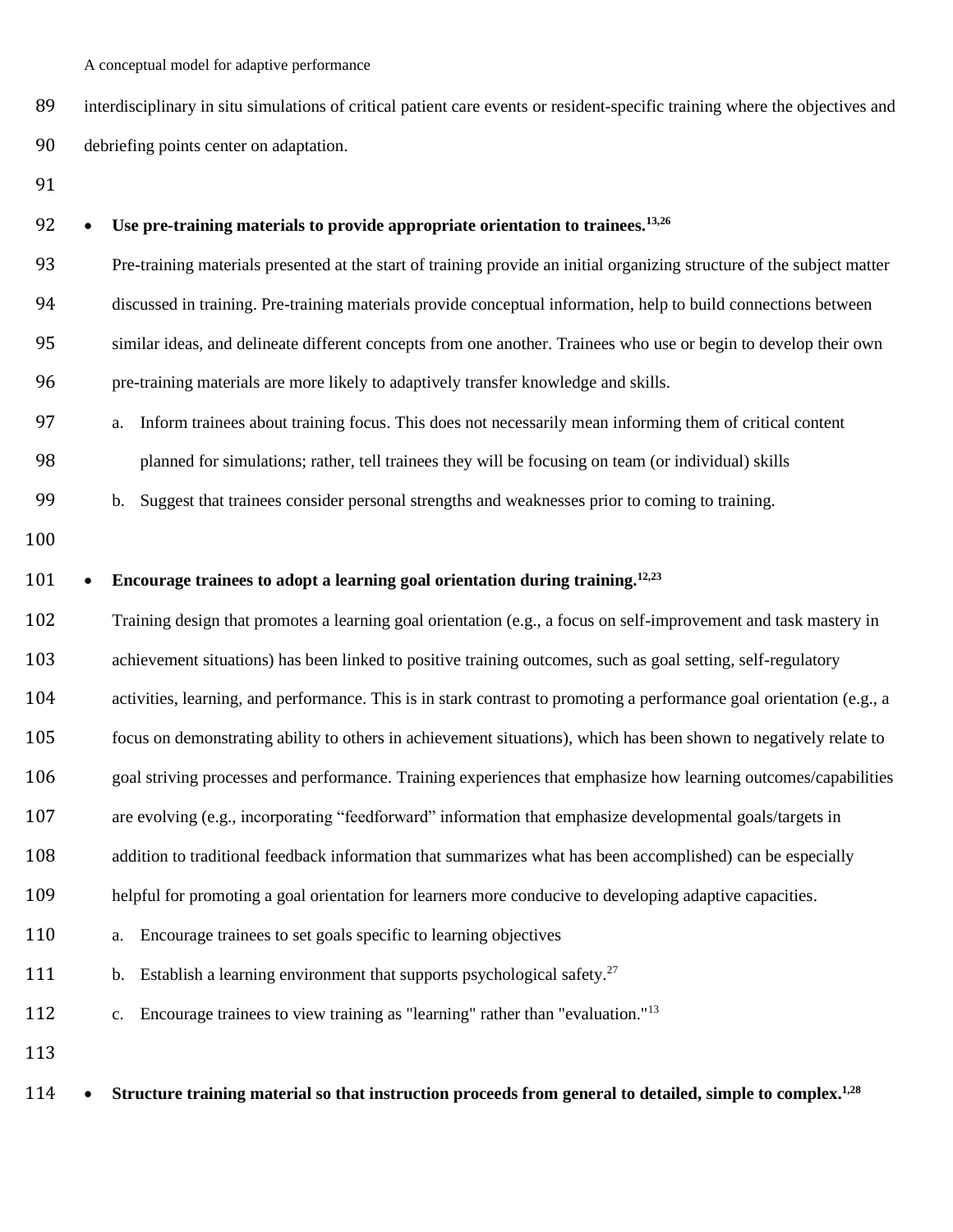interdisciplinary in situ simulations of critical patient care events or resident-specific training where the objectives and debriefing points center on adaptation.

- **Use pre-training materials to provide appropriate orientation to trainees.[13,26]**

  Pre-training materials presented at the start of training provide an initial organizing structure of the subject matter discussed in training. Pre-training materials provide conceptual information, help to build connections between similar ideas, and delineate different concepts from one another. Trainees who use or begin to develop their own pre-training materials are more likely to adaptively transfer knowledge and skills.

  a. Inform trainees about training focus. This does not necessarily mean informing them of critical content planned for simulations; rather, tell trainees they will be focusing on team (or individual) skills

  b. Suggest that trainees consider personal strengths and weaknesses prior to coming to training.

- **Encourage trainees to adopt a learning goal orientation during training.[12,23]**

  Training design that promotes a learning goal orientation (e.g., a focus on self-improvement and task mastery in achievement situations) has been linked to positive training outcomes, such as goal setting, self-regulatory activities, learning, and performance. This is in stark contrast to promoting a performance goal orientation (e.g., a focus on demonstrating ability to others in achievement situations), which has been shown to negatively relate to goal striving processes and performance. Training experiences that emphasize how learning outcomes/capabilities are evolving (e.g., incorporating "feedforward" information that emphasize developmental goals/targets in addition to traditional feedback information that summarizes what has been accomplished) can be especially helpful for promoting a goal orientation for learners more conducive to developing adaptive capacities.

  a. Encourage trainees to set goals specific to learning objectives

  b. Establish a learning environment that supports psychological safety.[27]

  c. Encourage trainees to view training as "learning" rather than "evaluation."[13]

- **Structure training material so that instruction proceeds from general to detailed, simple to complex.[1,28]**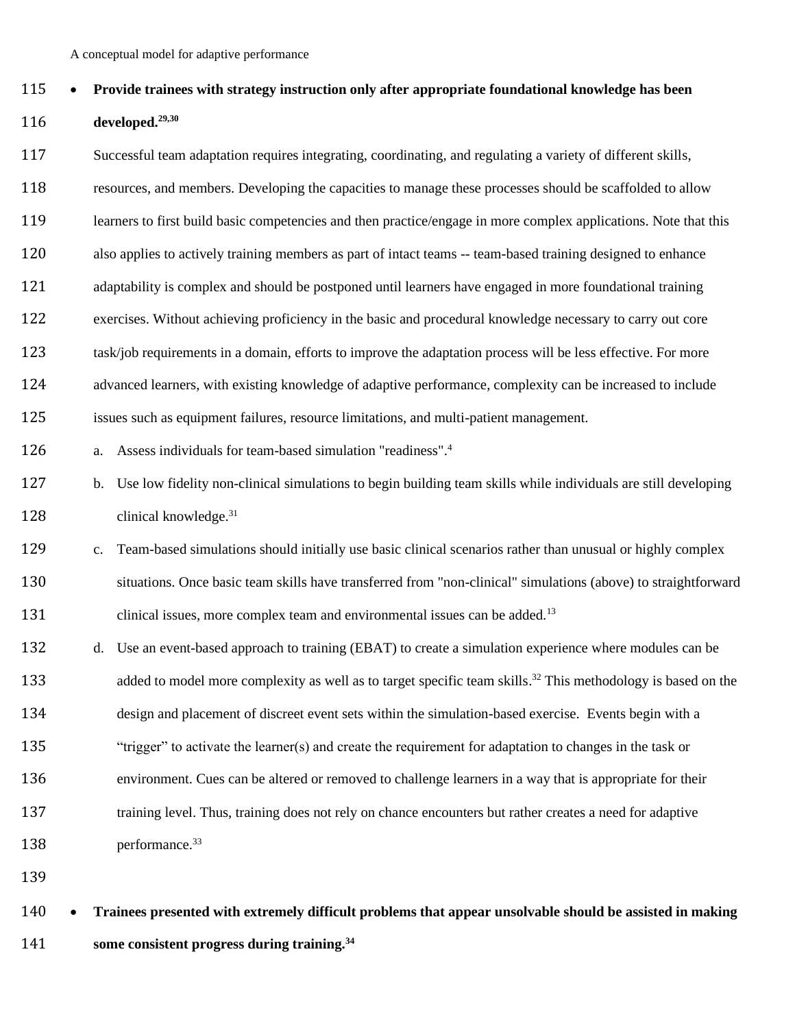- **Provide trainees with strategy instruction only after appropriate foundational knowledge has been developed.[29,30]**

Successful team adaptation requires integrating, coordinating, and regulating a variety of different skills, resources, and members. Developing the capacities to manage these processes should be scaffolded to allow learners to first build basic competencies and then practice/engage in more complex applications. Note that this also applies to actively training members as part of intact teams -- team-based training designed to enhance adaptability is complex and should be postponed until learners have engaged in more foundational training exercises. Without achieving proficiency in the basic and procedural knowledge necessary to carry out core task/job requirements in a domain, efforts to improve the adaptation process will be less effective. For more advanced learners, with existing knowledge of adaptive performance, complexity can be increased to include issues such as equipment failures, resource limitations, and multi-patient management.

a. Assess individuals for team-based simulation "readiness".[4]
b. Use low fidelity non-clinical simulations to begin building team skills while individuals are still developing clinical knowledge.[31]
c. Team-based simulations should initially use basic clinical scenarios rather than unusual or highly complex situations. Once basic team skills have transferred from "non-clinical" simulations (above) to straightforward clinical issues, more complex team and environmental issues can be added.[13]
d. Use an event-based approach to training (EBAT) to create a simulation experience where modules can be added to model more complexity as well as to target specific team skills.[32] This methodology is based on the design and placement of discreet event sets within the simulation-based exercise. Events begin with a "trigger" to activate the learner(s) and create the requirement for adaptation to changes in the task or environment. Cues can be altered or removed to challenge learners in a way that is appropriate for their training level. Thus, training does not rely on chance encounters but rather creates a need for adaptive performance.[33]

- **Trainees presented with extremely difficult problems that appear unsolvable should be assisted in making some consistent progress during training.[34]**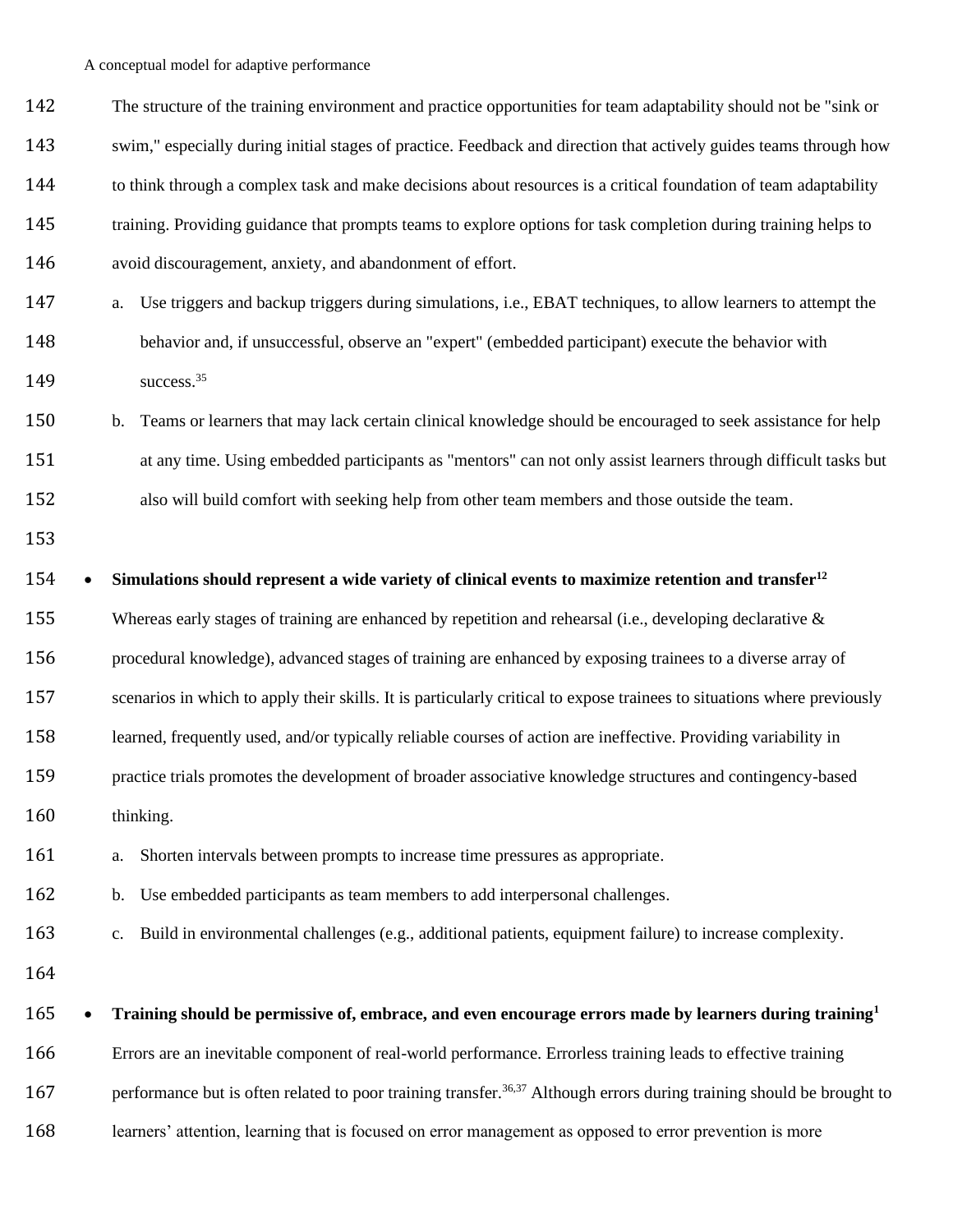The structure of the training environment and practice opportunities for team adaptability should not be "sink or swim," especially during initial stages of practice. Feedback and direction that actively guides teams through how to think through a complex task and make decisions about resources is a critical foundation of team adaptability training. Providing guidance that prompts teams to explore options for task completion during training helps to avoid discouragement, anxiety, and abandonment of effort.

a. Use triggers and backup triggers during simulations, i.e., EBAT techniques, to allow learners to attempt the behavior and, if unsuccessful, observe an "expert" (embedded participant) execute the behavior with success.[35]

b. Teams or learners that may lack certain clinical knowledge should be encouraged to seek assistance for help at any time. Using embedded participants as "mentors" can not only assist learners through difficult tasks but also will build comfort with seeking help from other team members and those outside the team.

- **Simulations should represent a wide variety of clinical events to maximize retention and transfer[12]**

Whereas early stages of training are enhanced by repetition and rehearsal (i.e., developing declarative & procedural knowledge), advanced stages of training are enhanced by exposing trainees to a diverse array of scenarios in which to apply their skills. It is particularly critical to expose trainees to situations where previously learned, frequently used, and/or typically reliable courses of action are ineffective. Providing variability in practice trials promotes the development of broader associative knowledge structures and contingency-based thinking.

a. Shorten intervals between prompts to increase time pressures as appropriate.

b. Use embedded participants as team members to add interpersonal challenges.

c. Build in environmental challenges (e.g., additional patients, equipment failure) to increase complexity.

- **Training should be permissive of, embrace, and even encourage errors made by learners during training[1]**

Errors are an inevitable component of real-world performance. Errorless training leads to effective training performance but is often related to poor training transfer.[36,37] Although errors during training should be brought to learners' attention, learning that is focused on error management as opposed to error prevention is more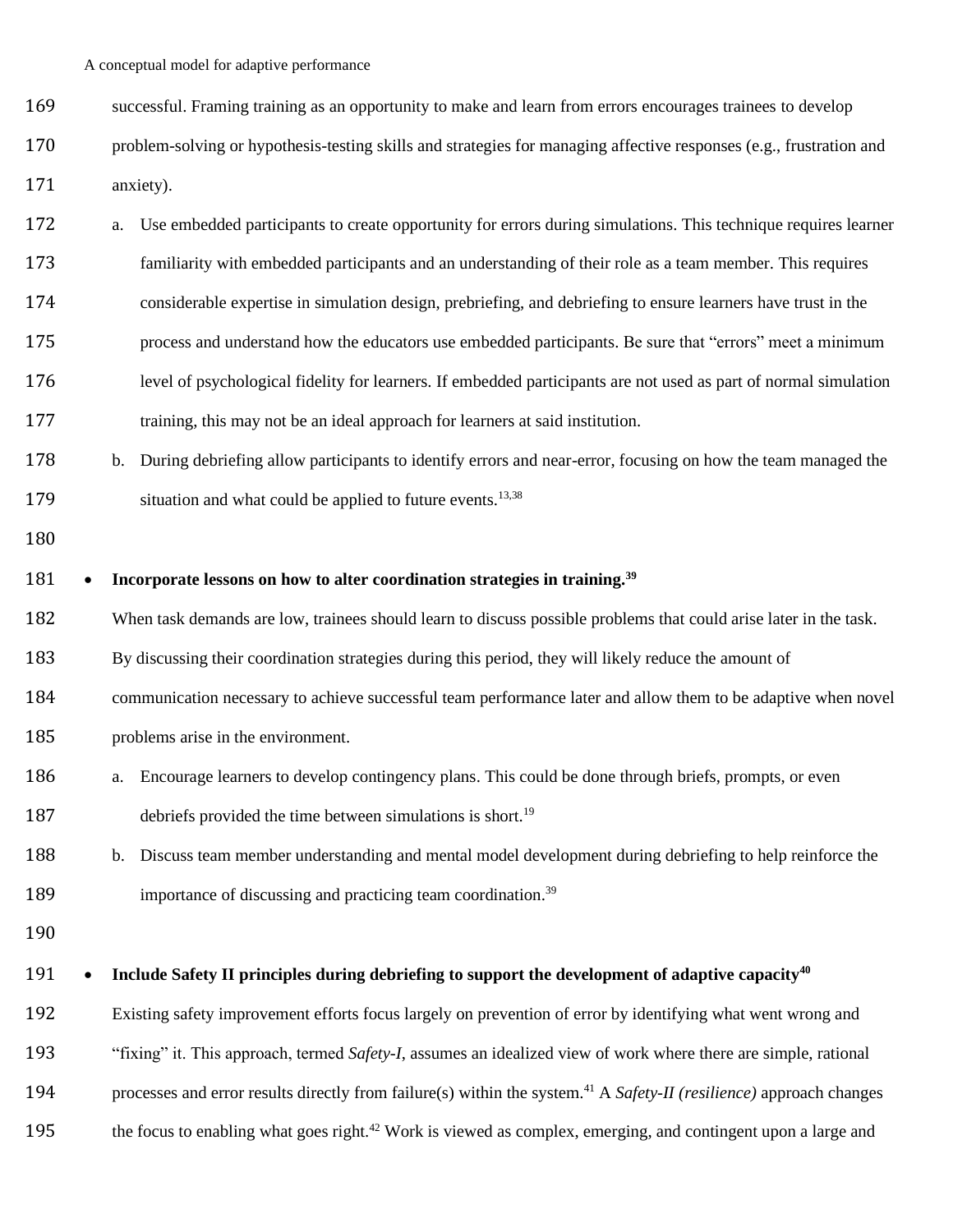successful. Framing training as an opportunity to make and learn from errors encourages trainees to develop problem-solving or hypothesis-testing skills and strategies for managing affective responses (e.g., frustration and anxiety).

a. Use embedded participants to create opportunity for errors during simulations. This technique requires learner familiarity with embedded participants and an understanding of their role as a team member. This requires considerable expertise in simulation design, prebriefing, and debriefing to ensure learners have trust in the process and understand how the educators use embedded participants. Be sure that "errors" meet a minimum level of psychological fidelity for learners. If embedded participants are not used as part of normal simulation training, this may not be an ideal approach for learners at said institution.

b. During debriefing allow participants to identify errors and near-error, focusing on how the team managed the situation and what could be applied to future events.[13,38]

- **Incorporate lessons on how to alter coordination strategies in training.[39]**

When task demands are low, trainees should learn to discuss possible problems that could arise later in the task. By discussing their coordination strategies during this period, they will likely reduce the amount of communication necessary to achieve successful team performance later and allow them to be adaptive when novel problems arise in the environment.

a. Encourage learners to develop contingency plans. This could be done through briefs, prompts, or even debriefs provided the time between simulations is short.[19]

b. Discuss team member understanding and mental model development during debriefing to help reinforce the importance of discussing and practicing team coordination.[39]

- **Include Safety II principles during debriefing to support the development of adaptive capacity[40]**

Existing safety improvement efforts focus largely on prevention of error by identifying what went wrong and "fixing" it. This approach, termed *Safety-I*, assumes an idealized view of work where there are simple, rational processes and error results directly from failure(s) within the system.[41] A *Safety-II (resilience)* approach changes the focus to enabling what goes right.[42] Work is viewed as complex, emerging, and contingent upon a large and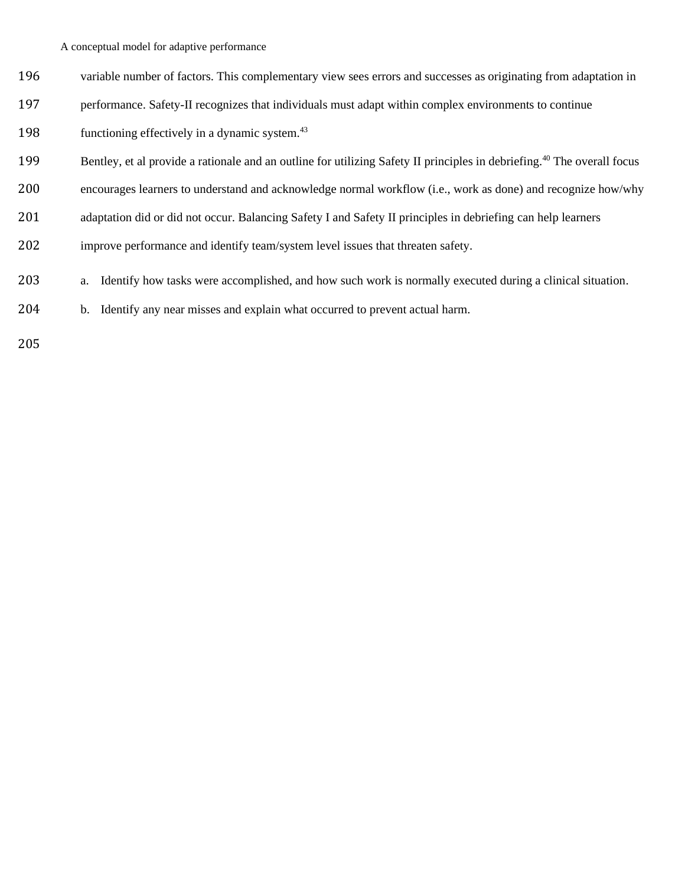variable number of factors. This complementary view sees errors and successes as originating from adaptation in performance. Safety-II recognizes that individuals must adapt within complex environments to continue functioning effectively in a dynamic system.[43]

Bentley, et al provide a rationale and an outline for utilizing Safety II principles in debriefing.[40] The overall focus encourages learners to understand and acknowledge normal workflow (i.e., work as done) and recognize how/why adaptation did or did not occur. Balancing Safety I and Safety II principles in debriefing can help learners improve performance and identify team/system level issues that threaten safety.

a. Identify how tasks were accomplished, and how such work is normally executed during a clinical situation.
b. Identify any near misses and explain what occurred to prevent actual harm.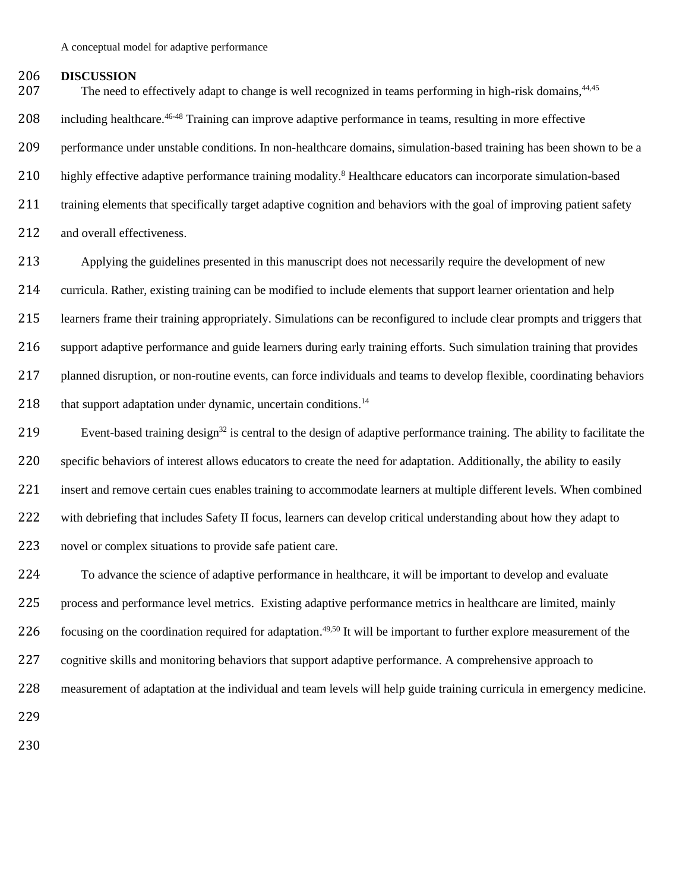## DISCUSSION

The need to effectively adapt to change is well recognized in teams performing in high-risk domains,[44,45] including healthcare.[46-48] Training can improve adaptive performance in teams, resulting in more effective performance under unstable conditions. In non-healthcare domains, simulation-based training has been shown to be a highly effective adaptive performance training modality.[8] Healthcare educators can incorporate simulation-based training elements that specifically target adaptive cognition and behaviors with the goal of improving patient safety and overall effectiveness.

Applying the guidelines presented in this manuscript does not necessarily require the development of new curricula. Rather, existing training can be modified to include elements that support learner orientation and help learners frame their training appropriately. Simulations can be reconfigured to include clear prompts and triggers that support adaptive performance and guide learners during early training efforts. Such simulation training that provides planned disruption, or non-routine events, can force individuals and teams to develop flexible, coordinating behaviors that support adaptation under dynamic, uncertain conditions.[14]

Event-based training design[32] is central to the design of adaptive performance training. The ability to facilitate the specific behaviors of interest allows educators to create the need for adaptation. Additionally, the ability to easily insert and remove certain cues enables training to accommodate learners at multiple different levels. When combined with debriefing that includes Safety II focus, learners can develop critical understanding about how they adapt to novel or complex situations to provide safe patient care.

To advance the science of adaptive performance in healthcare, it will be important to develop and evaluate process and performance level metrics. Existing adaptive performance metrics in healthcare are limited, mainly focusing on the coordination required for adaptation.[49,50] It will be important to further explore measurement of the cognitive skills and monitoring behaviors that support adaptive performance. A comprehensive approach to measurement of adaptation at the individual and team levels will help guide training curricula in emergency medicine.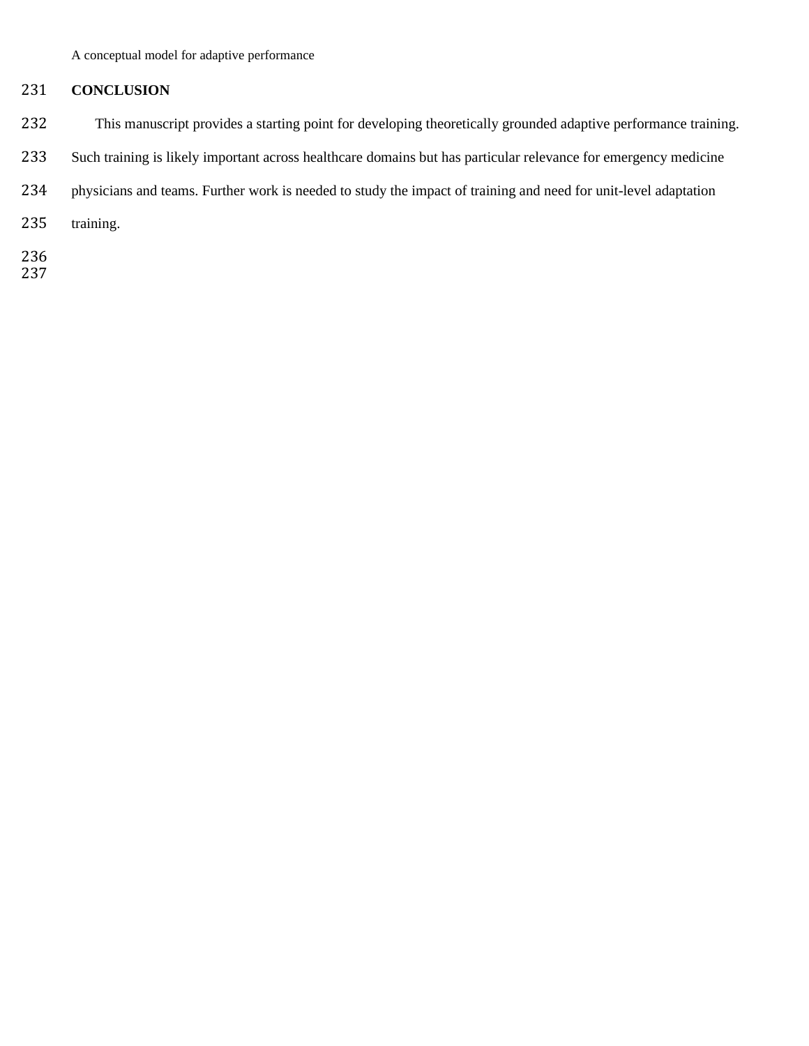## CONCLUSION

This manuscript provides a starting point for developing theoretically grounded adaptive performance training. Such training is likely important across healthcare domains but has particular relevance for emergency medicine physicians and teams. Further work is needed to study the impact of training and need for unit-level adaptation training.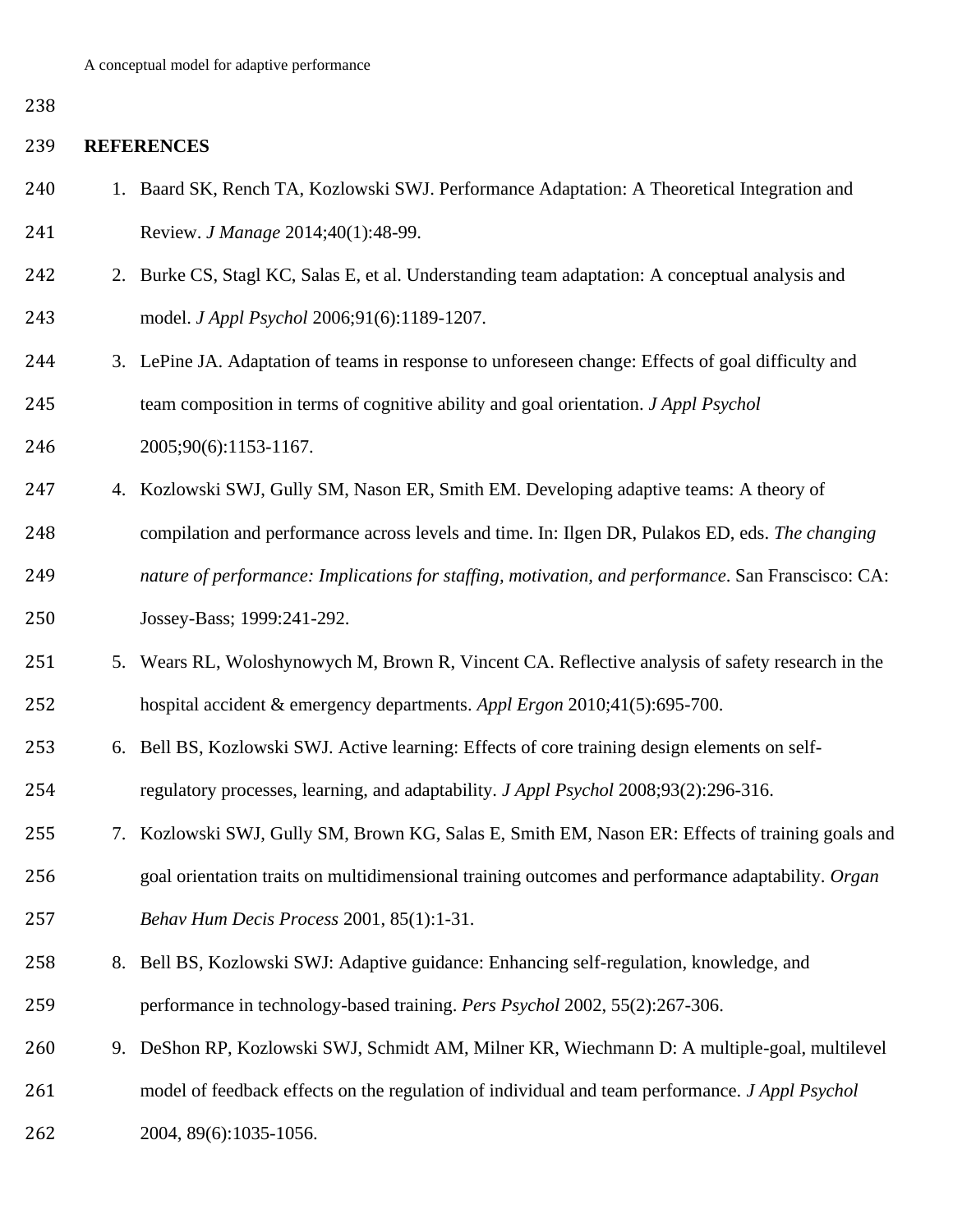## REFERENCES

1. Baard SK, Rench TA, Kozlowski SWJ. Performance Adaptation: A Theoretical Integration and Review. *J Manage* 2014;40(1):48-99.
2. Burke CS, Stagl KC, Salas E, et al. Understanding team adaptation: A conceptual analysis and model. *J Appl Psychol* 2006;91(6):1189-1207.
3. LePine JA. Adaptation of teams in response to unforeseen change: Effects of goal difficulty and team composition in terms of cognitive ability and goal orientation. *J Appl Psychol* 2005;90(6):1153-1167.
4. Kozlowski SWJ, Gully SM, Nason ER, Smith EM. Developing adaptive teams: A theory of compilation and performance across levels and time. In: Ilgen DR, Pulakos ED, eds. *The changing nature of performance: Implications for staffing, motivation, and performance*. San Franscisco: CA: Jossey-Bass; 1999:241-292.
5. Wears RL, Woloshynowych M, Brown R, Vincent CA. Reflective analysis of safety research in the hospital accident & emergency departments. *Appl Ergon* 2010;41(5):695-700.
6. Bell BS, Kozlowski SWJ. Active learning: Effects of core training design elements on self-regulatory processes, learning, and adaptability. *J Appl Psychol* 2008;93(2):296-316.
7. Kozlowski SWJ, Gully SM, Brown KG, Salas E, Smith EM, Nason ER: Effects of training goals and goal orientation traits on multidimensional training outcomes and performance adaptability. *Organ Behav Hum Decis Process* 2001, 85(1):1-31.
8. Bell BS, Kozlowski SWJ: Adaptive guidance: Enhancing self-regulation, knowledge, and performance in technology-based training. *Pers Psychol* 2002, 55(2):267-306.
9. DeShon RP, Kozlowski SWJ, Schmidt AM, Milner KR, Wiechmann D: A multiple-goal, multilevel model of feedback effects on the regulation of individual and team performance. *J Appl Psychol* 2004, 89(6):1035-1056.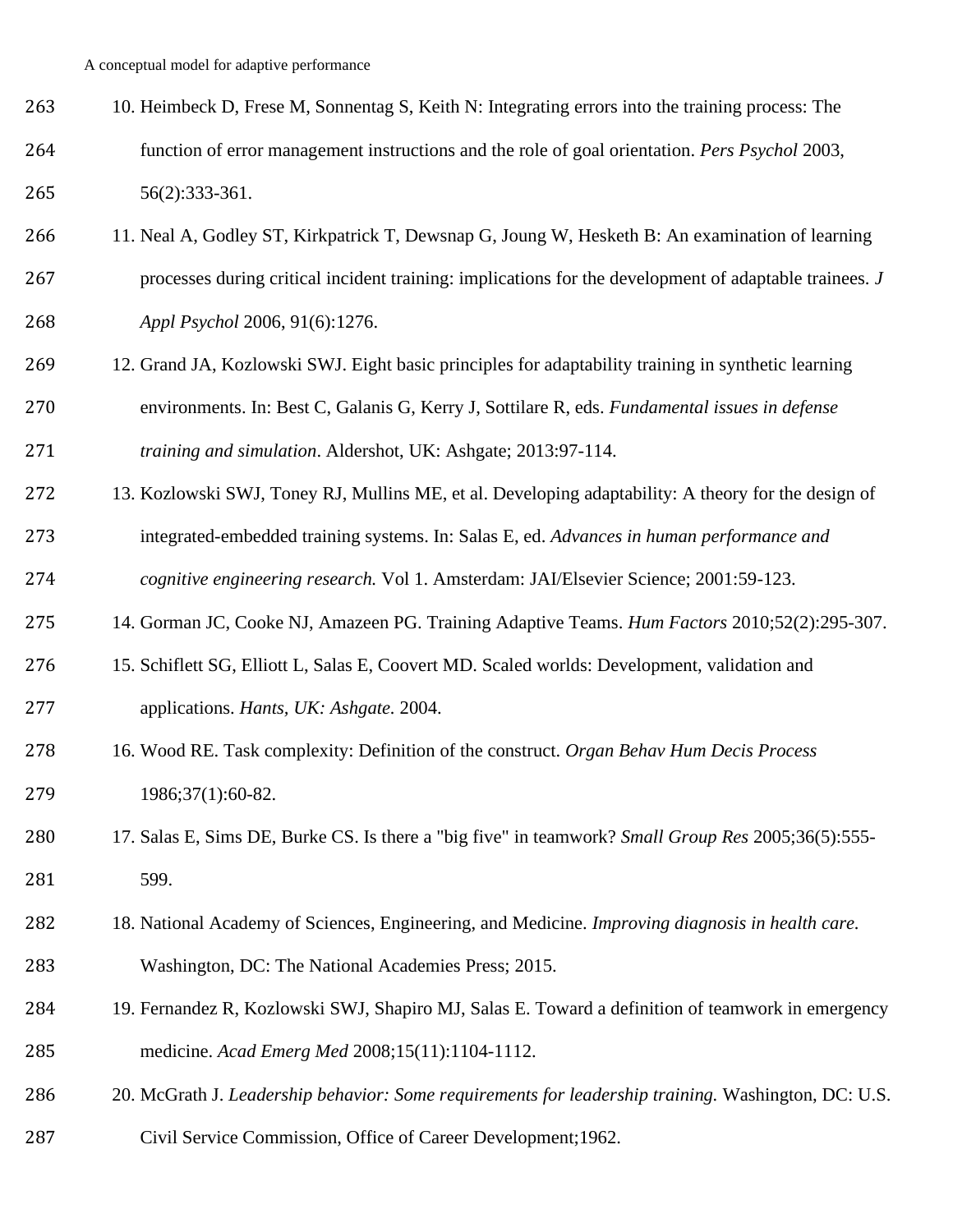10. Heimbeck D, Frese M, Sonnentag S, Keith N: Integrating errors into the training process: The function of error management instructions and the role of goal orientation. *Pers Psychol* 2003, 56(2):333-361.
11. Neal A, Godley ST, Kirkpatrick T, Dewsnap G, Joung W, Hesketh B: An examination of learning processes during critical incident training: implications for the development of adaptable trainees. *J Appl Psychol* 2006, 91(6):1276.
12. Grand JA, Kozlowski SWJ. Eight basic principles for adaptability training in synthetic learning environments. In: Best C, Galanis G, Kerry J, Sottilare R, eds. *Fundamental issues in defense training and simulation*. Aldershot, UK: Ashgate; 2013:97-114.
13. Kozlowski SWJ, Toney RJ, Mullins ME, et al. Developing adaptability: A theory for the design of integrated-embedded training systems. In: Salas E, ed. *Advances in human performance and cognitive engineering research.* Vol 1. Amsterdam: JAI/Elsevier Science; 2001:59-123.
14. Gorman JC, Cooke NJ, Amazeen PG. Training Adaptive Teams. *Hum Factors* 2010;52(2):295-307.
15. Schiflett SG, Elliott L, Salas E, Coovert MD. Scaled worlds: Development, validation and applications. *Hants, UK: Ashgate.* 2004.
16. Wood RE. Task complexity: Definition of the construct. *Organ Behav Hum Decis Process* 1986;37(1):60-82.
17. Salas E, Sims DE, Burke CS. Is there a "big five" in teamwork? *Small Group Res* 2005;36(5):555-599.
18. National Academy of Sciences, Engineering, and Medicine. *Improving diagnosis in health care.* Washington, DC: The National Academies Press; 2015.
19. Fernandez R, Kozlowski SWJ, Shapiro MJ, Salas E. Toward a definition of teamwork in emergency medicine. *Acad Emerg Med* 2008;15(11):1104-1112.
20. McGrath J. *Leadership behavior: Some requirements for leadership training.* Washington, DC: U.S. Civil Service Commission, Office of Career Development;1962.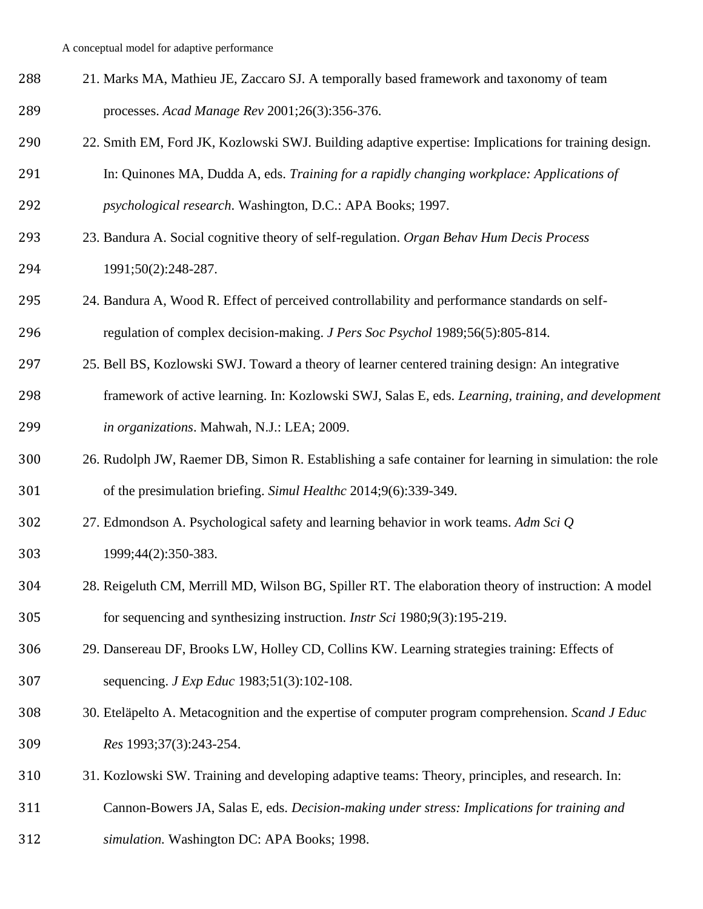21. Marks MA, Mathieu JE, Zaccaro SJ. A temporally based framework and taxonomy of team processes. *Acad Manage Rev* 2001;26(3):356-376.
22. Smith EM, Ford JK, Kozlowski SWJ. Building adaptive expertise: Implications for training design. In: Quinones MA, Dudda A, eds. *Training for a rapidly changing workplace: Applications of psychological research*. Washington, D.C.: APA Books; 1997.
23. Bandura A. Social cognitive theory of self-regulation. *Organ Behav Hum Decis Process* 1991;50(2):248-287.
24. Bandura A, Wood R. Effect of perceived controllability and performance standards on self-regulation of complex decision-making. *J Pers Soc Psychol* 1989;56(5):805-814.
25. Bell BS, Kozlowski SWJ. Toward a theory of learner centered training design: An integrative framework of active learning. In: Kozlowski SWJ, Salas E, eds. *Learning, training, and development in organizations*. Mahwah, N.J.: LEA; 2009.
26. Rudolph JW, Raemer DB, Simon R. Establishing a safe container for learning in simulation: the role of the presimulation briefing. *Simul Healthc* 2014;9(6):339-349.
27. Edmondson A. Psychological safety and learning behavior in work teams. *Adm Sci Q* 1999;44(2):350-383.
28. Reigeluth CM, Merrill MD, Wilson BG, Spiller RT. The elaboration theory of instruction: A model for sequencing and synthesizing instruction. *Instr Sci* 1980;9(3):195-219.
29. Dansereau DF, Brooks LW, Holley CD, Collins KW. Learning strategies training: Effects of sequencing. *J Exp Educ* 1983;51(3):102-108.
30. Eteläpelto A. Metacognition and the expertise of computer program comprehension. *Scand J Educ Res* 1993;37(3):243-254.
31. Kozlowski SW. Training and developing adaptive teams: Theory, principles, and research. In: Cannon-Bowers JA, Salas E, eds. *Decision-making under stress: Implications for training and simulation.* Washington DC: APA Books; 1998.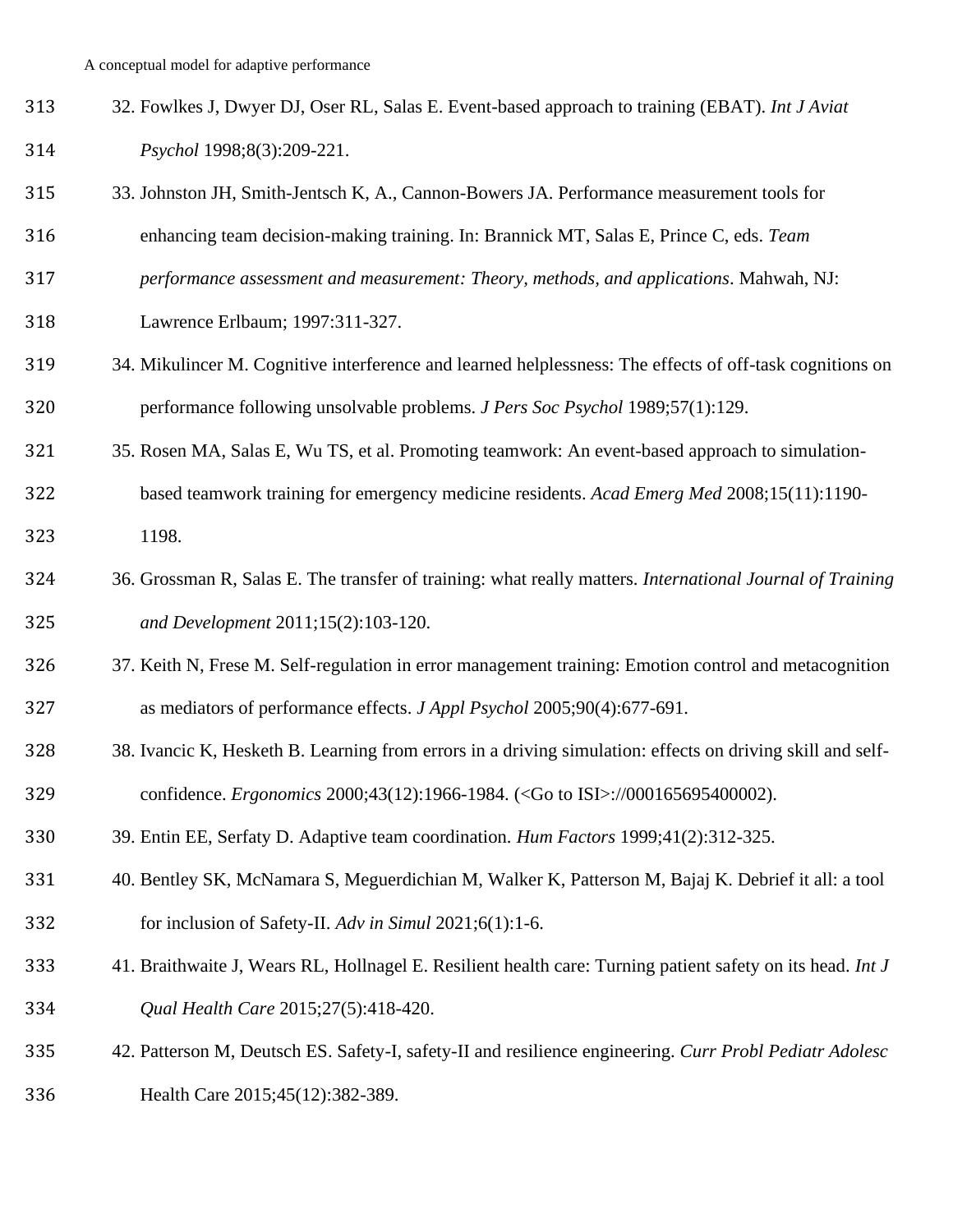32. Fowlkes J, Dwyer DJ, Oser RL, Salas E. Event-based approach to training (EBAT). *Int J Aviat Psychol* 1998;8(3):209-221.
33. Johnston JH, Smith-Jentsch K, A., Cannon-Bowers JA. Performance measurement tools for enhancing team decision-making training. In: Brannick MT, Salas E, Prince C, eds. *Team performance assessment and measurement: Theory, methods, and applications*. Mahwah, NJ: Lawrence Erlbaum; 1997:311-327.
34. Mikulincer M. Cognitive interference and learned helplessness: The effects of off-task cognitions on performance following unsolvable problems. *J Pers Soc Psychol* 1989;57(1):129.
35. Rosen MA, Salas E, Wu TS, et al. Promoting teamwork: An event-based approach to simulation-based teamwork training for emergency medicine residents. *Acad Emerg Med* 2008;15(11):1190-1198.
36. Grossman R, Salas E. The transfer of training: what really matters. *International Journal of Training and Development* 2011;15(2):103-120.
37. Keith N, Frese M. Self-regulation in error management training: Emotion control and metacognition as mediators of performance effects. *J Appl Psychol* 2005;90(4):677-691.
38. Ivancic K, Hesketh B. Learning from errors in a driving simulation: effects on driving skill and self-confidence. *Ergonomics* 2000;43(12):1966-1984. (<Go to ISI>://000165695400002).
39. Entin EE, Serfaty D. Adaptive team coordination. *Hum Factors* 1999;41(2):312-325.
40. Bentley SK, McNamara S, Meguerdichian M, Walker K, Patterson M, Bajaj K. Debrief it all: a tool for inclusion of Safety-II. *Adv in Simul* 2021;6(1):1-6.
41. Braithwaite J, Wears RL, Hollnagel E. Resilient health care: Turning patient safety on its head. *Int J Qual Health Care* 2015;27(5):418-420.
42. Patterson M, Deutsch ES. Safety-I, safety-II and resilience engineering. *Curr Probl Pediatr Adolesc* Health Care 2015;45(12):382-389.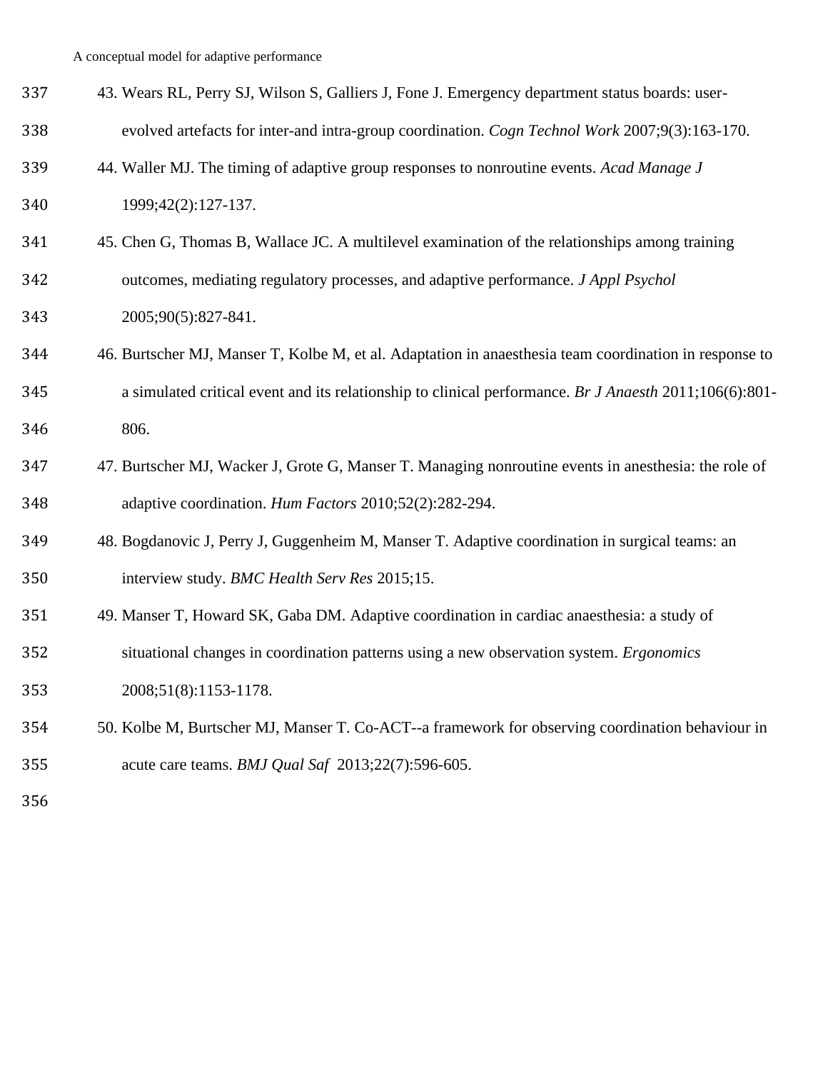43. Wears RL, Perry SJ, Wilson S, Galliers J, Fone J. Emergency department status boards: user-evolved artefacts for inter-and intra-group coordination. *Cogn Technol Work* 2007;9(3):163-170.
44. Waller MJ. The timing of adaptive group responses to nonroutine events. *Acad Manage J* 1999;42(2):127-137.
45. Chen G, Thomas B, Wallace JC. A multilevel examination of the relationships among training outcomes, mediating regulatory processes, and adaptive performance. *J Appl Psychol* 2005;90(5):827-841.
46. Burtscher MJ, Manser T, Kolbe M, et al. Adaptation in anaesthesia team coordination in response to a simulated critical event and its relationship to clinical performance. *Br J Anaesth* 2011;106(6):801-806.
47. Burtscher MJ, Wacker J, Grote G, Manser T. Managing nonroutine events in anesthesia: the role of adaptive coordination. *Hum Factors* 2010;52(2):282-294.
48. Bogdanovic J, Perry J, Guggenheim M, Manser T. Adaptive coordination in surgical teams: an interview study. *BMC Health Serv Res* 2015;15.
49. Manser T, Howard SK, Gaba DM. Adaptive coordination in cardiac anaesthesia: a study of situational changes in coordination patterns using a new observation system. *Ergonomics* 2008;51(8):1153-1178.
50. Kolbe M, Burtscher MJ, Manser T. Co-ACT--a framework for observing coordination behaviour in acute care teams. *BMJ Qual Saf* 2013;22(7):596-605.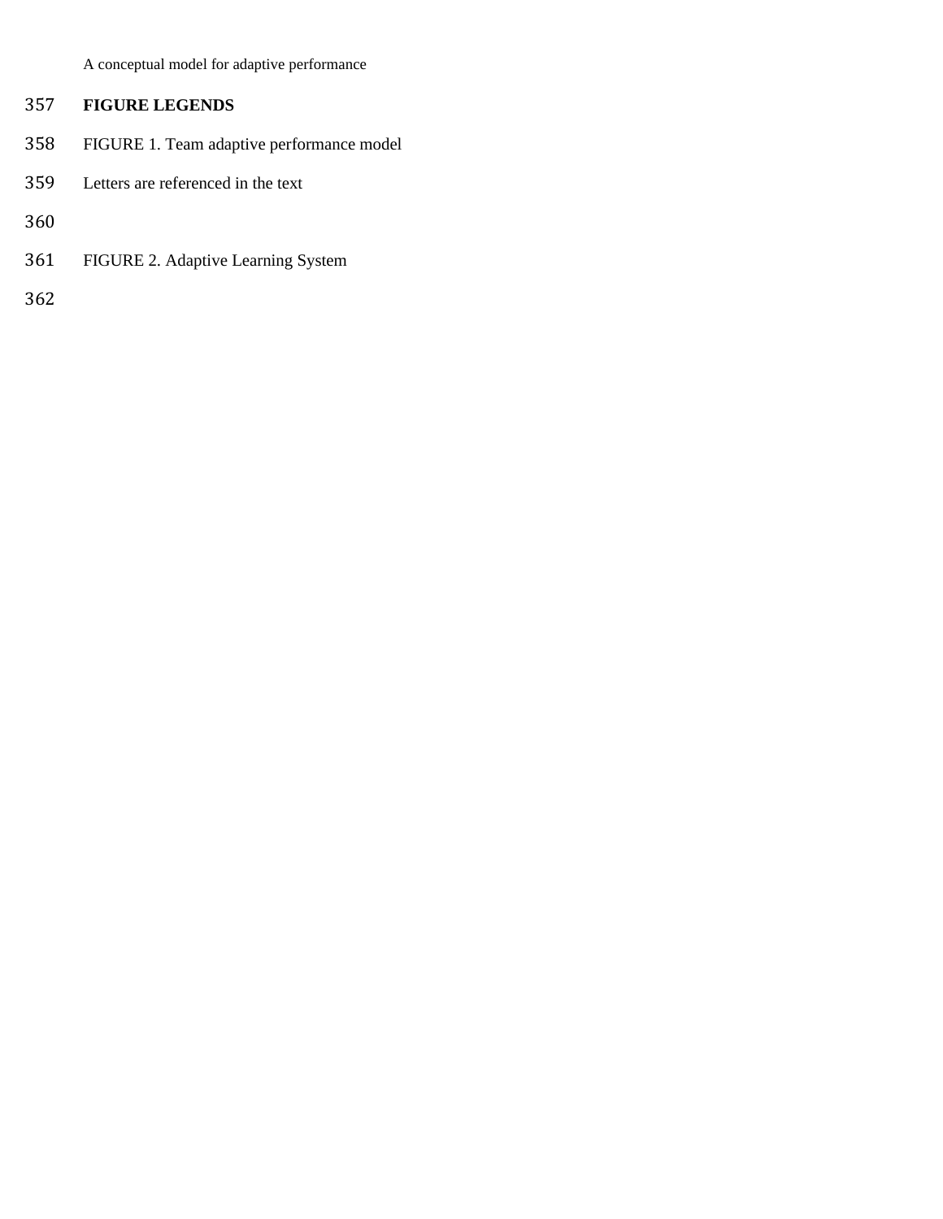## FIGURE LEGENDS

FIGURE 1. Team adaptive performance model

Letters are referenced in the text

FIGURE 2. Adaptive Learning System